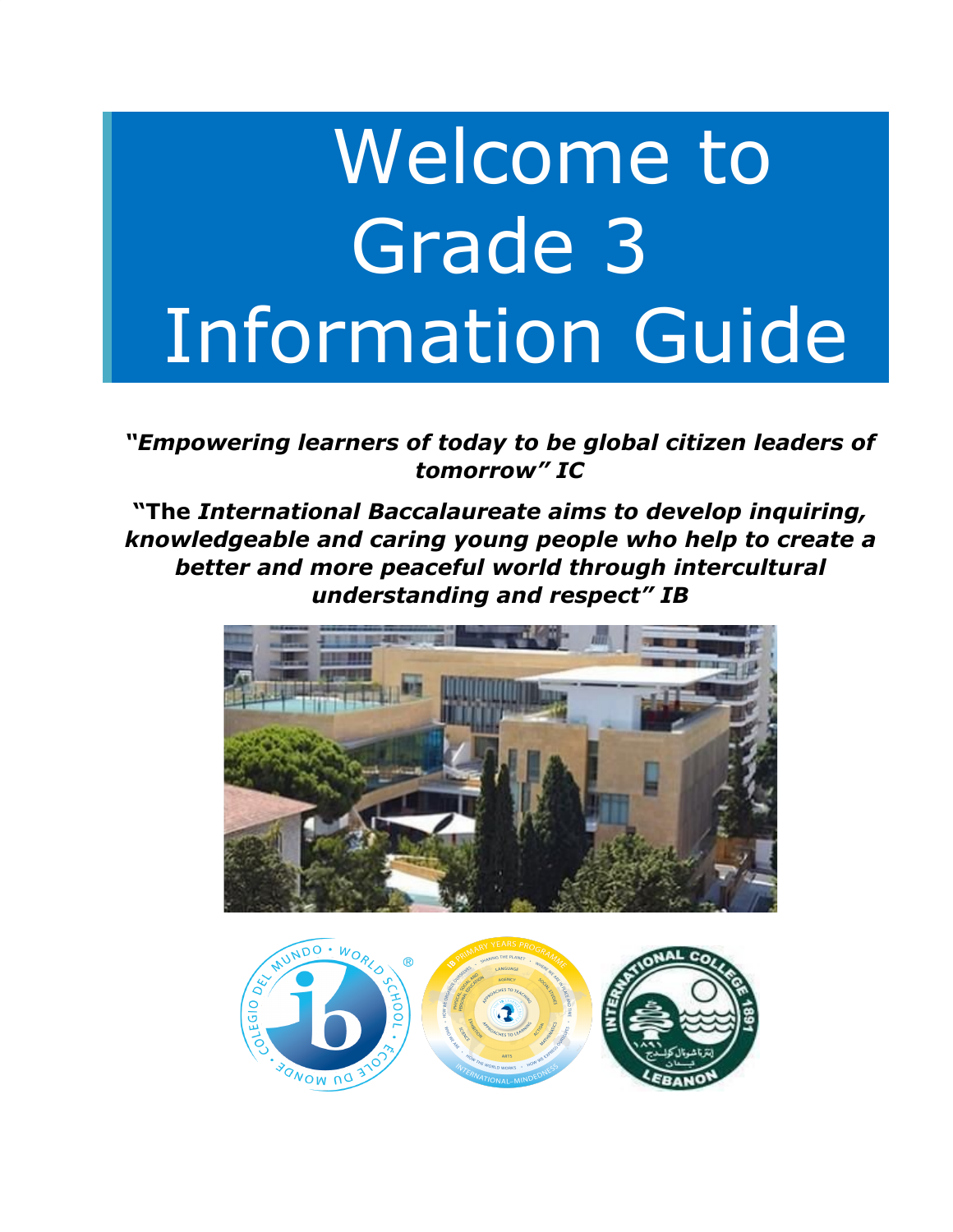# Welcome to Grade 3 Information Guide

***"Empowering learners of today to be global citizen leaders of tomorrow" IC***

**"The *International Baccalaureate aims to develop inquiring, knowledgeable and caring young people who help to create a better and more peaceful world through intercultural understanding and respect" IB***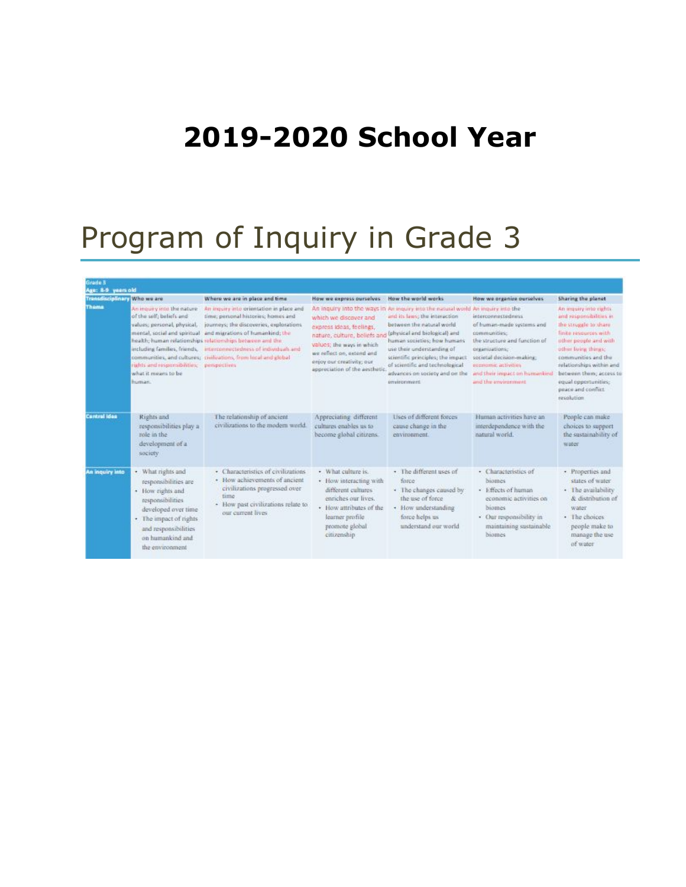# 2019-2020 School Year

## Program of Inquiry in Grade 3

Grade 3
Age: 8-9 years old

| Transdisciplinary | Who we are | Where we are in place and time | How we express ourselves | How the world works | How we organize ourselves | Sharing the planet |
|---|---|---|---|---|---|---|
| Theme | An inquiry into the nature of the self; beliefs and values; personal, physical, mental, social and spiritual health; human relationships including families, friends, communities, and cultures; rights and responsibilities; what it means to be human. | An inquiry into orientation in place and time; personal histories; homes and journeys; the discoveries, explorations and migrations of humankind; the relationships between and the interconnectedness of individuals and civilizations, from local and global perspectives | An inquiry into the ways in which we discover and express ideas, feelings, nature, culture, beliefs and values; the ways in which we reflect on, extend and enjoy our creativity; our appreciation of the aesthetic. | An inquiry into the natural world and its laws; the interaction between the natural world (physical and biological) and human societies; how humans use their understanding of scientific principles; the impact of scientific and technological advances on society and on the environment | An inquiry into the interconnectedness of human-made systems and communities; the structure and function of organizations; societal decision-making; economic activities and their impact on humankind and the environment | An inquiry into rights and responsibilities in the struggle to share finite resources with other people and with other living things; communities and the relationships within and between them; access to equal opportunities; peace and conflict resolution |
| Central Idea | Rights and responsibilities play a role in the development of a society | The relationship of ancient civilizations to the modern world. | Appreciating different cultures enables us to become global citizens. | Uses of different forces cause change in the environment. | Human activities have an interdependence with the natural world. | People can make choices to support the sustainability of water |
| An inquiry into | • What rights and responsibilities are<br>• How rights and responsibilities developed over time<br>• The impact of rights and responsibilities on humankind and the environment | • Characteristics of civilizations<br>• How achievements of ancient civilizations progressed over time<br>• How past civilizations relate to our current lives | • What culture is.<br>• How interacting with different cultures enriches our lives.<br>• How attributes of the learner profile promote global citizenship | • The different uses of force<br>• The changes caused by the use of force<br>• How understanding force helps us understand our world | • Characteristics of biomes<br>• Effects of human economic activities on biomes<br>• Our responsibility in maintaining sustainable biomes | • Properties and states of water<br>• The availability & distribution of water<br>• The choices people make to manage the use of water |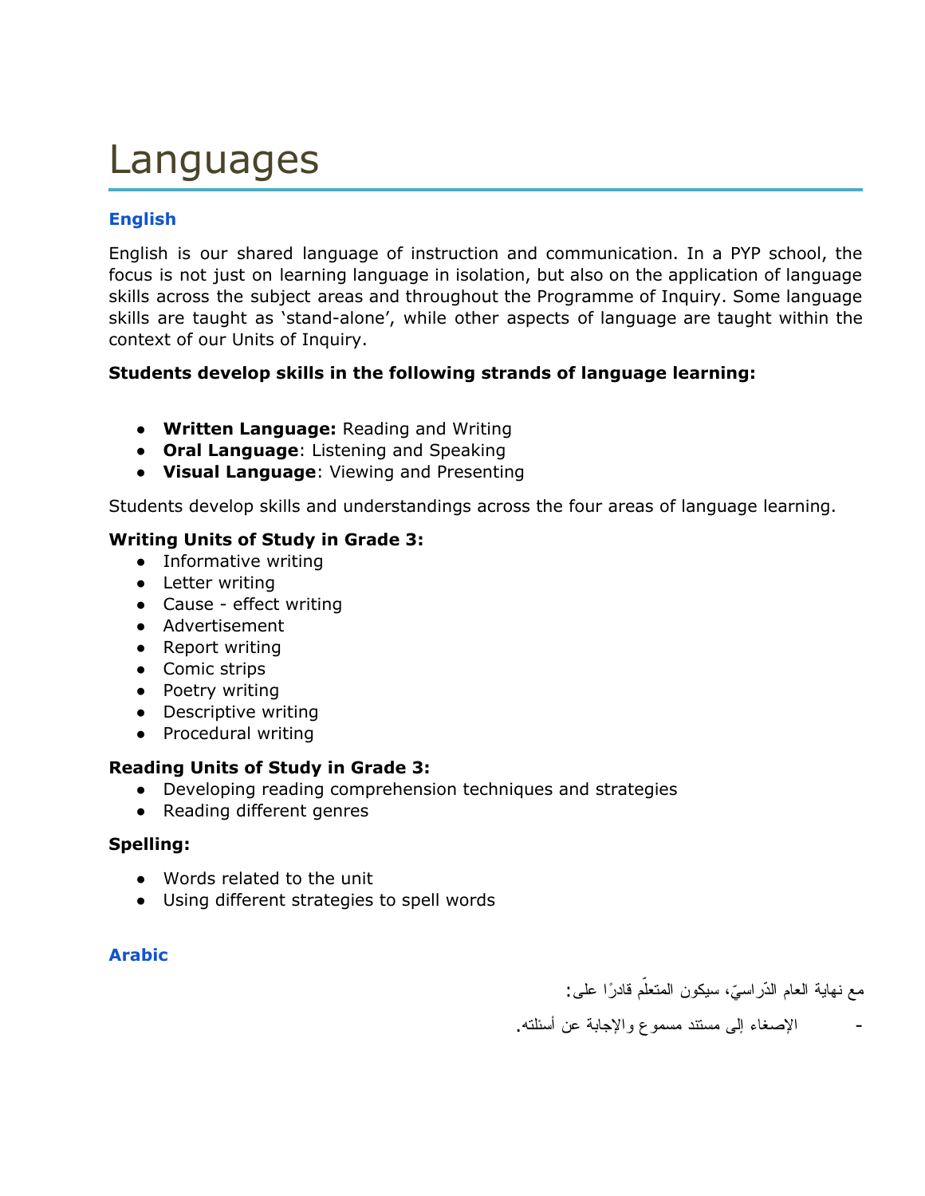# Languages

## English

English is our shared language of instruction and communication. In a PYP school, the focus is not just on learning language in isolation, but also on the application of language skills across the subject areas and throughout the Programme of Inquiry. Some language skills are taught as 'stand-alone', while other aspects of language are taught within the context of our Units of Inquiry.

**Students develop skills in the following strands of language learning:**

- **Written Language:** Reading and Writing
- **Oral Language**: Listening and Speaking
- **Visual Language**: Viewing and Presenting

Students develop skills and understandings across the four areas of language learning.

**Writing Units of Study in Grade 3:**

- Informative writing
- Letter writing
- Cause - effect writing
- Advertisement
- Report writing
- Comic strips
- Poetry writing
- Descriptive writing
- Procedural writing

**Reading Units of Study in Grade 3:**

- Developing reading comprehension techniques and strategies
- Reading different genres

**Spelling:**

- Words related to the unit
- Using different strategies to spell words

## Arabic

مع نهاية العام الدّراسيّ، سيكون المتعلّم قادرًا على:

- الإصغاء إلى مستند مسموع والإجابة عن أسئلته.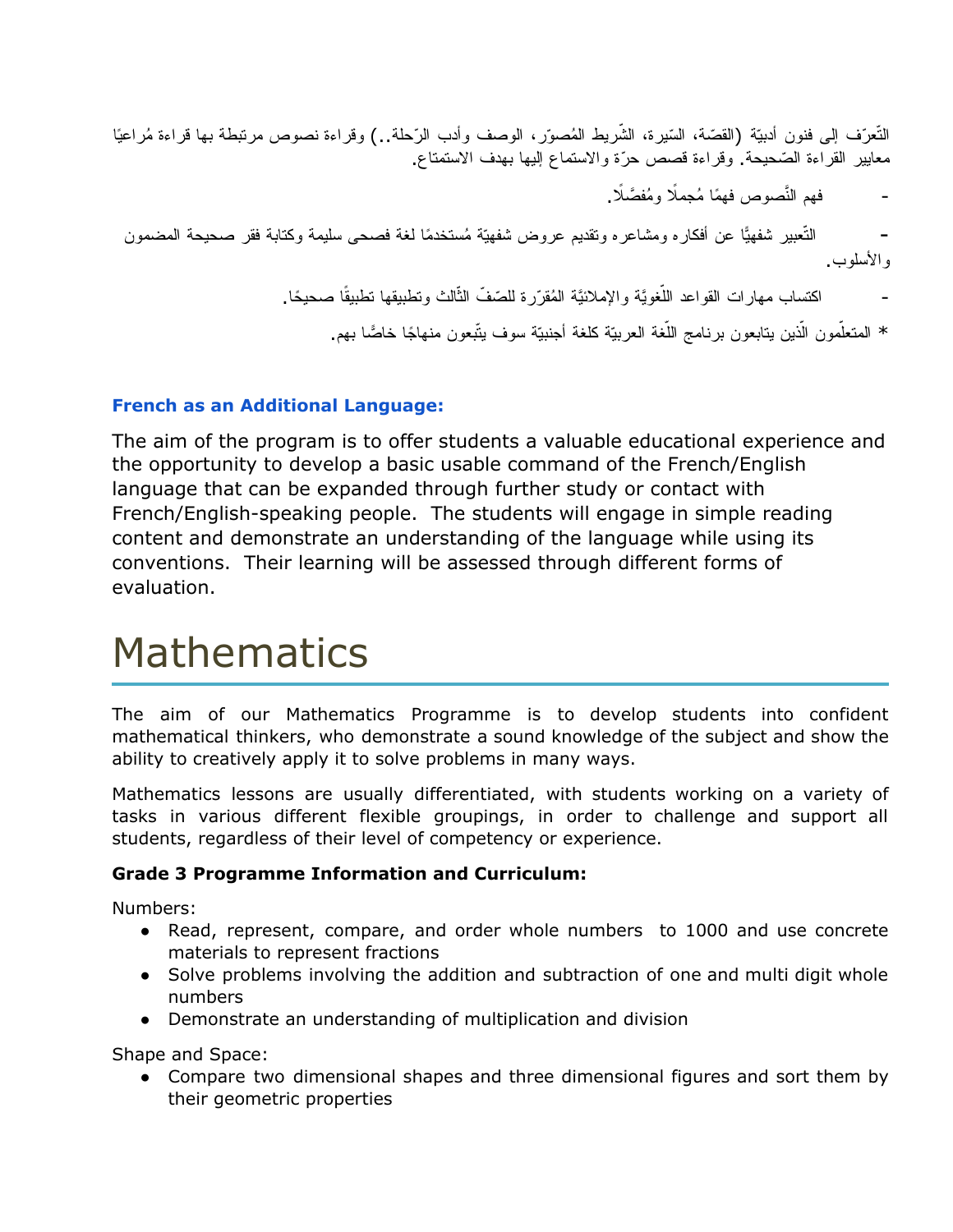التّعرّف إلى فنون أدبيّة (القصّة، السّيرة، الشّريط المُصوّر، الوصف وأدب الرّحلة..) وقراءة نصوص مرتبطة بها قراءة مُراعيًا معايير القراءة الصّحيحة. وقراءة قصص حرّة والاستماع إليها بهدف الاستمتاع.

- فهم النّصوص فهمًا مُجملًا ومُفصَّلًا.

- التّعبير شفهيًّا عن أفكاره ومشاعره وتقديم عروض شفهيّة مُستخدمًا لغة فصحى سليمة وكتابة فقر صحيحة المضمون والأسلوب.

- اكتساب مهارات القواعد اللّغويّة والإملائيّة المُقرّرة للصّفّ الثّالث وتطبيقها تطبيقًا صحيحًا.

* المتعلّمون الّذين يتابعون برنامج اللّغة العربيّة كلغة أجنبيّة سوف يتّبعون منهاجًا خاصًّا بهم.

### French as an Additional Language:

The aim of the program is to offer students a valuable educational experience and the opportunity to develop a basic usable command of the French/English language that can be expanded through further study or contact with French/English-speaking people. The students will engage in simple reading content and demonstrate an understanding of the language while using its conventions. Their learning will be assessed through different forms of evaluation.

# Mathematics

The aim of our Mathematics Programme is to develop students into confident mathematical thinkers, who demonstrate a sound knowledge of the subject and show the ability to creatively apply it to solve problems in many ways.

Mathematics lessons are usually differentiated, with students working on a variety of tasks in various different flexible groupings, in order to challenge and support all students, regardless of their level of competency or experience.

**Grade 3 Programme Information and Curriculum:**

Numbers:

- Read, represent, compare, and order whole numbers to 1000 and use concrete materials to represent fractions
- Solve problems involving the addition and subtraction of one and multi digit whole numbers
- Demonstrate an understanding of multiplication and division

Shape and Space:

- Compare two dimensional shapes and three dimensional figures and sort them by their geometric properties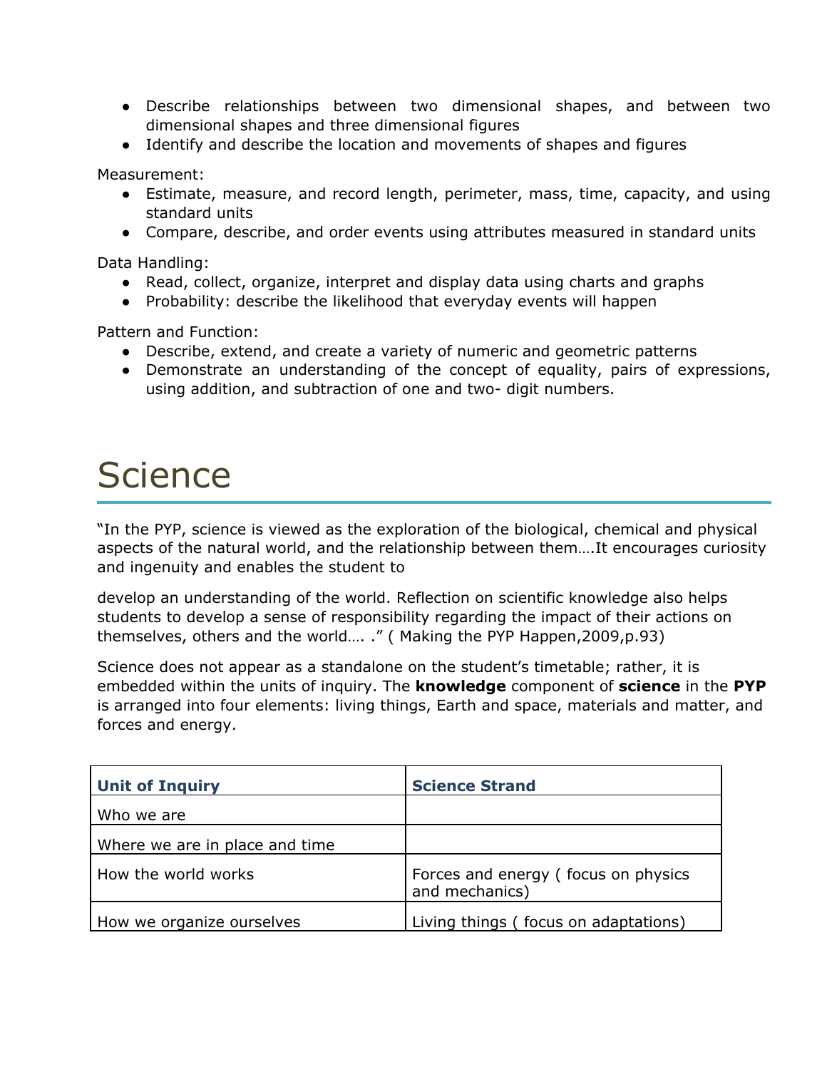- Describe relationships between two dimensional shapes, and between two dimensional shapes and three dimensional figures
- Identify and describe the location and movements of shapes and figures

Measurement:

- Estimate, measure, and record length, perimeter, mass, time, capacity, and using standard units
- Compare, describe, and order events using attributes measured in standard units

Data Handling:

- Read, collect, organize, interpret and display data using charts and graphs
- Probability: describe the likelihood that everyday events will happen

Pattern and Function:

- Describe, extend, and create a variety of numeric and geometric patterns
- Demonstrate an understanding of the concept of equality, pairs of expressions, using addition, and subtraction of one and two- digit numbers.

# Science

"In the PYP, science is viewed as the exploration of the biological, chemical and physical aspects of the natural world, and the relationship between them….It encourages curiosity and ingenuity and enables the student to

develop an understanding of the world. Reflection on scientific knowledge also helps students to develop a sense of responsibility regarding the impact of their actions on themselves, others and the world…. ." ( Making the PYP Happen,2009,p.93)

Science does not appear as a standalone on the student's timetable; rather, it is embedded within the units of inquiry. The **knowledge** component of **science** in the **PYP** is arranged into four elements: living things, Earth and space, materials and matter, and forces and energy.

| **Unit of Inquiry** | **Science Strand** |
|---|---|
| Who we are | |
| Where we are in place and time | |
| How the world works | Forces and energy ( focus on physics and mechanics) |
| How we organize ourselves | Living things ( focus on adaptations) |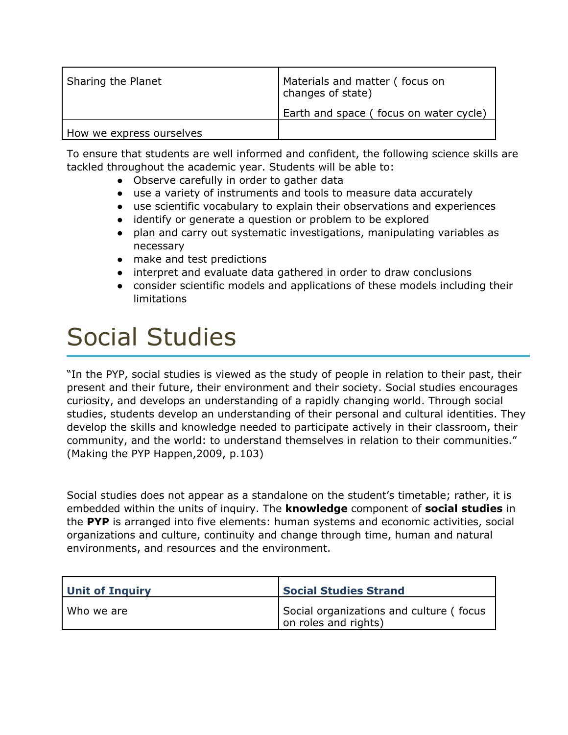| | |
|---|---|
| Sharing the Planet | Materials and matter ( focus on changes of state)<br>Earth and space ( focus on water cycle) |
| How we express ourselves | |

To ensure that students are well informed and confident, the following science skills are tackled throughout the academic year. Students will be able to:

- Observe carefully in order to gather data
- use a variety of instruments and tools to measure data accurately
- use scientific vocabulary to explain their observations and experiences
- identify or generate a question or problem to be explored
- plan and carry out systematic investigations, manipulating variables as necessary
- make and test predictions
- interpret and evaluate data gathered in order to draw conclusions
- consider scientific models and applications of these models including their limitations

# Social Studies

"In the PYP, social studies is viewed as the study of people in relation to their past, their present and their future, their environment and their society. Social studies encourages curiosity, and develops an understanding of a rapidly changing world. Through social studies, students develop an understanding of their personal and cultural identities. They develop the skills and knowledge needed to participate actively in their classroom, their community, and the world: to understand themselves in relation to their communities." (Making the PYP Happen,2009, p.103)

Social studies does not appear as a standalone on the student's timetable; rather, it is embedded within the units of inquiry. The **knowledge** component of **social studies** in the **PYP** is arranged into five elements: human systems and economic activities, social organizations and culture, continuity and change through time, human and natural environments, and resources and the environment.

| **Unit of Inquiry** | **Social Studies Strand** |
|---|---|
| Who we are | Social organizations and culture ( focus on roles and rights) |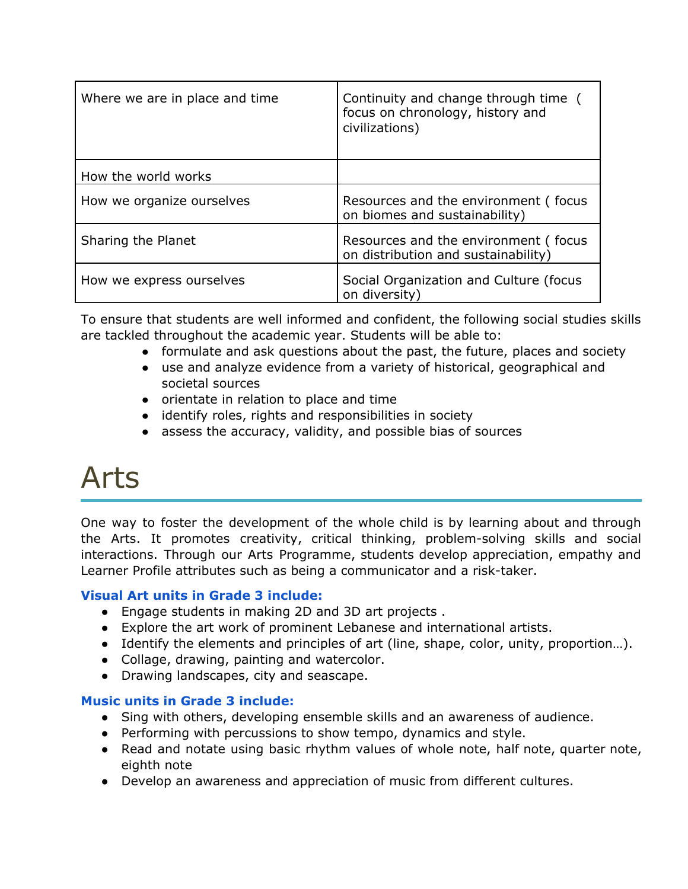| | |
|---|---|
| Where we are in place and time | Continuity and change through time ( focus on chronology, history and civilizations) |
| How the world works | |
| How we organize ourselves | Resources and the environment ( focus on biomes and sustainability) |
| Sharing the Planet | Resources and the environment ( focus on distribution and sustainability) |
| How we express ourselves | Social Organization and Culture (focus on diversity) |

To ensure that students are well informed and confident, the following social studies skills are tackled throughout the academic year. Students will be able to:

- formulate and ask questions about the past, the future, places and society
- use and analyze evidence from a variety of historical, geographical and societal sources
- orientate in relation to place and time
- identify roles, rights and responsibilities in society
- assess the accuracy, validity, and possible bias of sources

# Arts

One way to foster the development of the whole child is by learning about and through the Arts. It promotes creativity, critical thinking, problem-solving skills and social interactions. Through our Arts Programme, students develop appreciation, empathy and Learner Profile attributes such as being a communicator and a risk-taker.

**Visual Art units in Grade 3 include:**

- Engage students in making 2D and 3D art projects .
- Explore the art work of prominent Lebanese and international artists.
- Identify the elements and principles of art (line, shape, color, unity, proportion…).
- Collage, drawing, painting and watercolor.
- Drawing landscapes, city and seascape.

**Music units in Grade 3 include:**

- Sing with others, developing ensemble skills and an awareness of audience.
- Performing with percussions to show tempo, dynamics and style.
- Read and notate using basic rhythm values of whole note, half note, quarter note, eighth note
- Develop an awareness and appreciation of music from different cultures.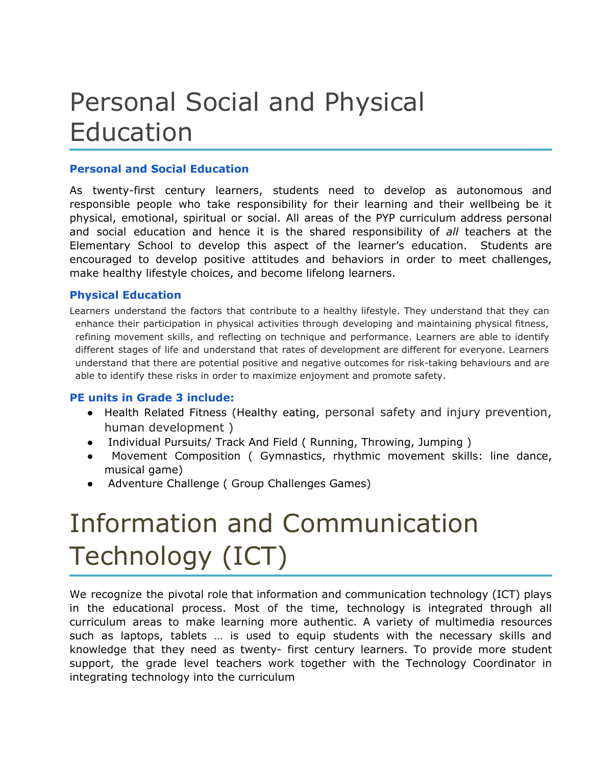# Personal Social and Physical Education

### Personal and Social Education

As twenty-first century learners, students need to develop as autonomous and responsible people who take responsibility for their learning and their wellbeing be it physical, emotional, spiritual or social. All areas of the PYP curriculum address personal and social education and hence it is the shared responsibility of *all* teachers at the Elementary School to develop this aspect of the learner's education. Students are encouraged to develop positive attitudes and behaviors in order to meet challenges, make healthy lifestyle choices, and become lifelong learners.

### Physical Education

Learners understand the factors that contribute to a healthy lifestyle. They understand that they can enhance their participation in physical activities through developing and maintaining physical fitness, refining movement skills, and reflecting on technique and performance. Learners are able to identify different stages of life and understand that rates of development are different for everyone. Learners understand that there are potential positive and negative outcomes for risk-taking behaviours and are able to identify these risks in order to maximize enjoyment and promote safety.

### PE units in Grade 3 include:

- Health Related Fitness (Healthy eating, personal safety and injury prevention, human development )
- Individual Pursuits/ Track And Field ( Running, Throwing, Jumping )
- Movement Composition ( Gymnastics, rhythmic movement skills: line dance, musical game)
- Adventure Challenge ( Group Challenges Games)

# Information and Communication Technology (ICT)

We recognize the pivotal role that information and communication technology (ICT) plays in the educational process. Most of the time, technology is integrated through all curriculum areas to make learning more authentic. A variety of multimedia resources such as laptops, tablets … is used to equip students with the necessary skills and knowledge that they need as twenty- first century learners. To provide more student support, the grade level teachers work together with the Technology Coordinator in integrating technology into the curriculum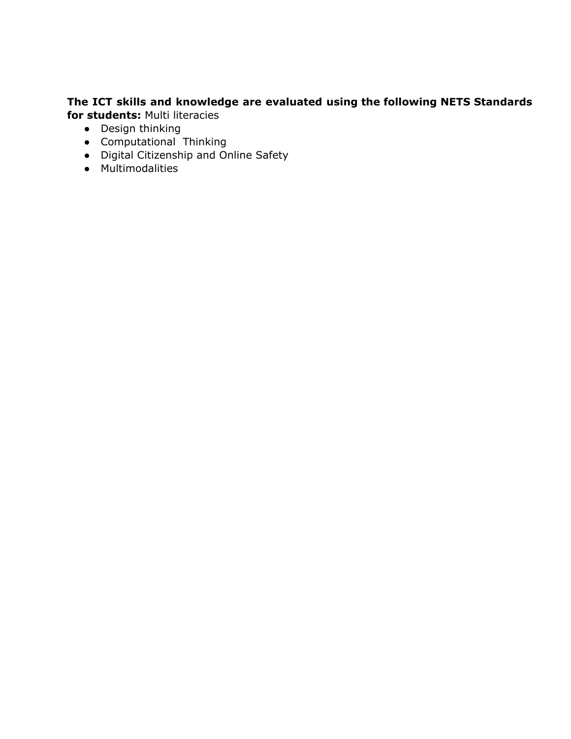**The ICT skills and knowledge are evaluated using the following NETS Standards for students:** Multi literacies

- Design thinking
- Computational Thinking
- Digital Citizenship and Online Safety
- Multimodalities